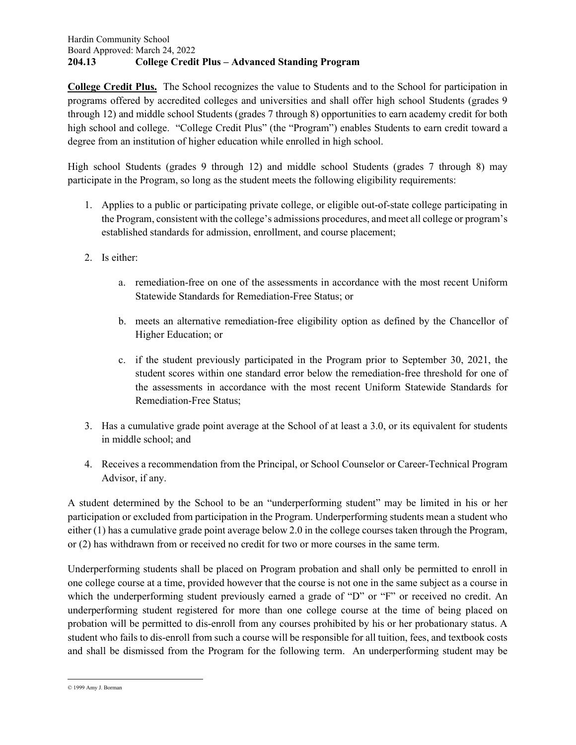Hardin Community School
Board Approved: March 24, 2022

# 204.13 College Credit Plus – Advanced Standing Program

**College Credit Plus.** The School recognizes the value to Students and to the School for participation in programs offered by accredited colleges and universities and shall offer high school Students (grades 9 through 12) and middle school Students (grades 7 through 8) opportunities to earn academy credit for both high school and college. "College Credit Plus" (the "Program") enables Students to earn credit toward a degree from an institution of higher education while enrolled in high school.

High school Students (grades 9 through 12) and middle school Students (grades 7 through 8) may participate in the Program, so long as the student meets the following eligibility requirements:

1. Applies to a public or participating private college, or eligible out-of-state college participating in the Program, consistent with the college's admissions procedures, and meet all college or program's established standards for admission, enrollment, and course placement;

2. Is either:

   a. remediation-free on one of the assessments in accordance with the most recent Uniform Statewide Standards for Remediation-Free Status; or

   b. meets an alternative remediation-free eligibility option as defined by the Chancellor of Higher Education; or

   c. if the student previously participated in the Program prior to September 30, 2021, the student scores within one standard error below the remediation-free threshold for one of the assessments in accordance with the most recent Uniform Statewide Standards for Remediation-Free Status;

3. Has a cumulative grade point average at the School of at least a 3.0, or its equivalent for students in middle school; and

4. Receives a recommendation from the Principal, or School Counselor or Career-Technical Program Advisor, if any.

A student determined by the School to be an "underperforming student" may be limited in his or her participation or excluded from participation in the Program. Underperforming students mean a student who either (1) has a cumulative grade point average below 2.0 in the college courses taken through the Program, or (2) has withdrawn from or received no credit for two or more courses in the same term.

Underperforming students shall be placed on Program probation and shall only be permitted to enroll in one college course at a time, provided however that the course is not one in the same subject as a course in which the underperforming student previously earned a grade of "D" or "F" or received no credit. An underperforming student registered for more than one college course at the time of being placed on probation will be permitted to dis-enroll from any courses prohibited by his or her probationary status. A student who fails to dis-enroll from such a course will be responsible for all tuition, fees, and textbook costs and shall be dismissed from the Program for the following term. An underperforming student may be

© 1999 Amy J. Borman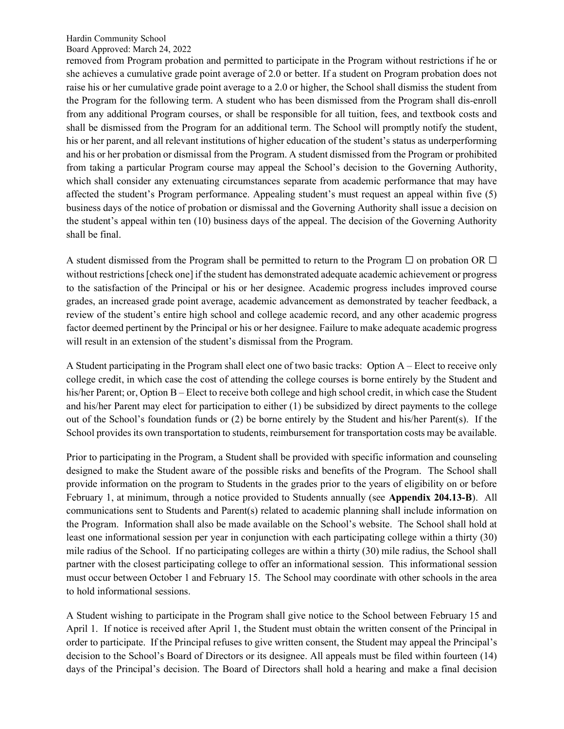removed from Program probation and permitted to participate in the Program without restrictions if he or she achieves a cumulative grade point average of 2.0 or better. If a student on Program probation does not raise his or her cumulative grade point average to a 2.0 or higher, the School shall dismiss the student from the Program for the following term. A student who has been dismissed from the Program shall dis-enroll from any additional Program courses, or shall be responsible for all tuition, fees, and textbook costs and shall be dismissed from the Program for an additional term. The School will promptly notify the student, his or her parent, and all relevant institutions of higher education of the student's status as underperforming and his or her probation or dismissal from the Program. A student dismissed from the Program or prohibited from taking a particular Program course may appeal the School's decision to the Governing Authority, which shall consider any extenuating circumstances separate from academic performance that may have affected the student's Program performance. Appealing student's must request an appeal within five (5) business days of the notice of probation or dismissal and the Governing Authority shall issue a decision on the student's appeal within ten (10) business days of the appeal. The decision of the Governing Authority shall be final.

A student dismissed from the Program shall be permitted to return to the Program ☐ on probation OR ☐ without restrictions [check one] if the student has demonstrated adequate academic achievement or progress to the satisfaction of the Principal or his or her designee. Academic progress includes improved course grades, an increased grade point average, academic advancement as demonstrated by teacher feedback, a review of the student's entire high school and college academic record, and any other academic progress factor deemed pertinent by the Principal or his or her designee. Failure to make adequate academic progress will result in an extension of the student's dismissal from the Program.

A Student participating in the Program shall elect one of two basic tracks: Option A – Elect to receive only college credit, in which case the cost of attending the college courses is borne entirely by the Student and his/her Parent; or, Option B – Elect to receive both college and high school credit, in which case the Student and his/her Parent may elect for participation to either (1) be subsidized by direct payments to the college out of the School's foundation funds or (2) be borne entirely by the Student and his/her Parent(s). If the School provides its own transportation to students, reimbursement for transportation costs may be available.

Prior to participating in the Program, a Student shall be provided with specific information and counseling designed to make the Student aware of the possible risks and benefits of the Program. The School shall provide information on the program to Students in the grades prior to the years of eligibility on or before February 1, at minimum, through a notice provided to Students annually (see **Appendix 204.13-B**). All communications sent to Students and Parent(s) related to academic planning shall include information on the Program. Information shall also be made available on the School's website. The School shall hold at least one informational session per year in conjunction with each participating college within a thirty (30) mile radius of the School. If no participating colleges are within a thirty (30) mile radius, the School shall partner with the closest participating college to offer an informational session. This informational session must occur between October 1 and February 15. The School may coordinate with other schools in the area to hold informational sessions.

A Student wishing to participate in the Program shall give notice to the School between February 15 and April 1. If notice is received after April 1, the Student must obtain the written consent of the Principal in order to participate. If the Principal refuses to give written consent, the Student may appeal the Principal's decision to the School's Board of Directors or its designee. All appeals must be filed within fourteen (14) days of the Principal's decision. The Board of Directors shall hold a hearing and make a final decision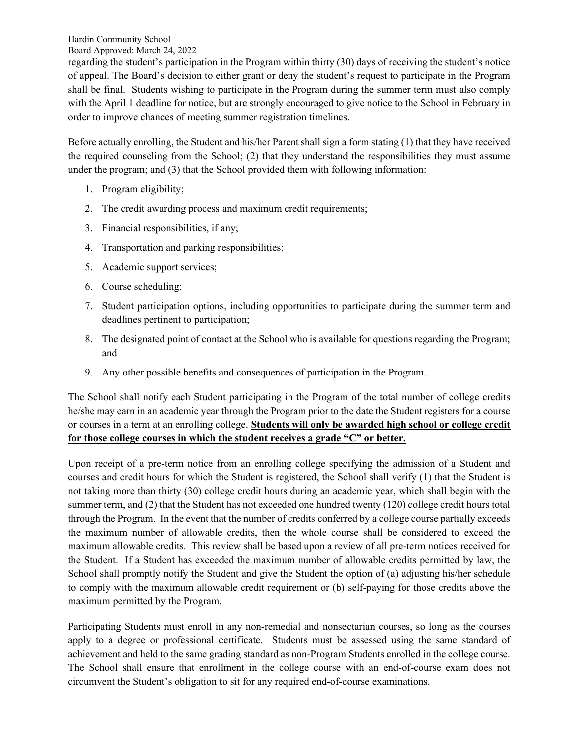regarding the student's participation in the Program within thirty (30) days of receiving the student's notice of appeal. The Board's decision to either grant or deny the student's request to participate in the Program shall be final. Students wishing to participate in the Program during the summer term must also comply with the April 1 deadline for notice, but are strongly encouraged to give notice to the School in February in order to improve chances of meeting summer registration timelines.

Before actually enrolling, the Student and his/her Parent shall sign a form stating (1) that they have received the required counseling from the School; (2) that they understand the responsibilities they must assume under the program; and (3) that the School provided them with following information:

1. Program eligibility;
2. The credit awarding process and maximum credit requirements;
3. Financial responsibilities, if any;
4. Transportation and parking responsibilities;
5. Academic support services;
6. Course scheduling;
7. Student participation options, including opportunities to participate during the summer term and deadlines pertinent to participation;
8. The designated point of contact at the School who is available for questions regarding the Program; and
9. Any other possible benefits and consequences of participation in the Program.

The School shall notify each Student participating in the Program of the total number of college credits he/she may earn in an academic year through the Program prior to the date the Student registers for a course or courses in a term at an enrolling college. **Students will only be awarded high school or college credit for those college courses in which the student receives a grade "C" or better.**

Upon receipt of a pre-term notice from an enrolling college specifying the admission of a Student and courses and credit hours for which the Student is registered, the School shall verify (1) that the Student is not taking more than thirty (30) college credit hours during an academic year, which shall begin with the summer term, and (2) that the Student has not exceeded one hundred twenty (120) college credit hours total through the Program. In the event that the number of credits conferred by a college course partially exceeds the maximum number of allowable credits, then the whole course shall be considered to exceed the maximum allowable credits. This review shall be based upon a review of all pre-term notices received for the Student. If a Student has exceeded the maximum number of allowable credits permitted by law, the School shall promptly notify the Student and give the Student the option of (a) adjusting his/her schedule to comply with the maximum allowable credit requirement or (b) self-paying for those credits above the maximum permitted by the Program.

Participating Students must enroll in any non-remedial and nonsectarian courses, so long as the courses apply to a degree or professional certificate. Students must be assessed using the same standard of achievement and held to the same grading standard as non-Program Students enrolled in the college course. The School shall ensure that enrollment in the college course with an end-of-course exam does not circumvent the Student's obligation to sit for any required end-of-course examinations.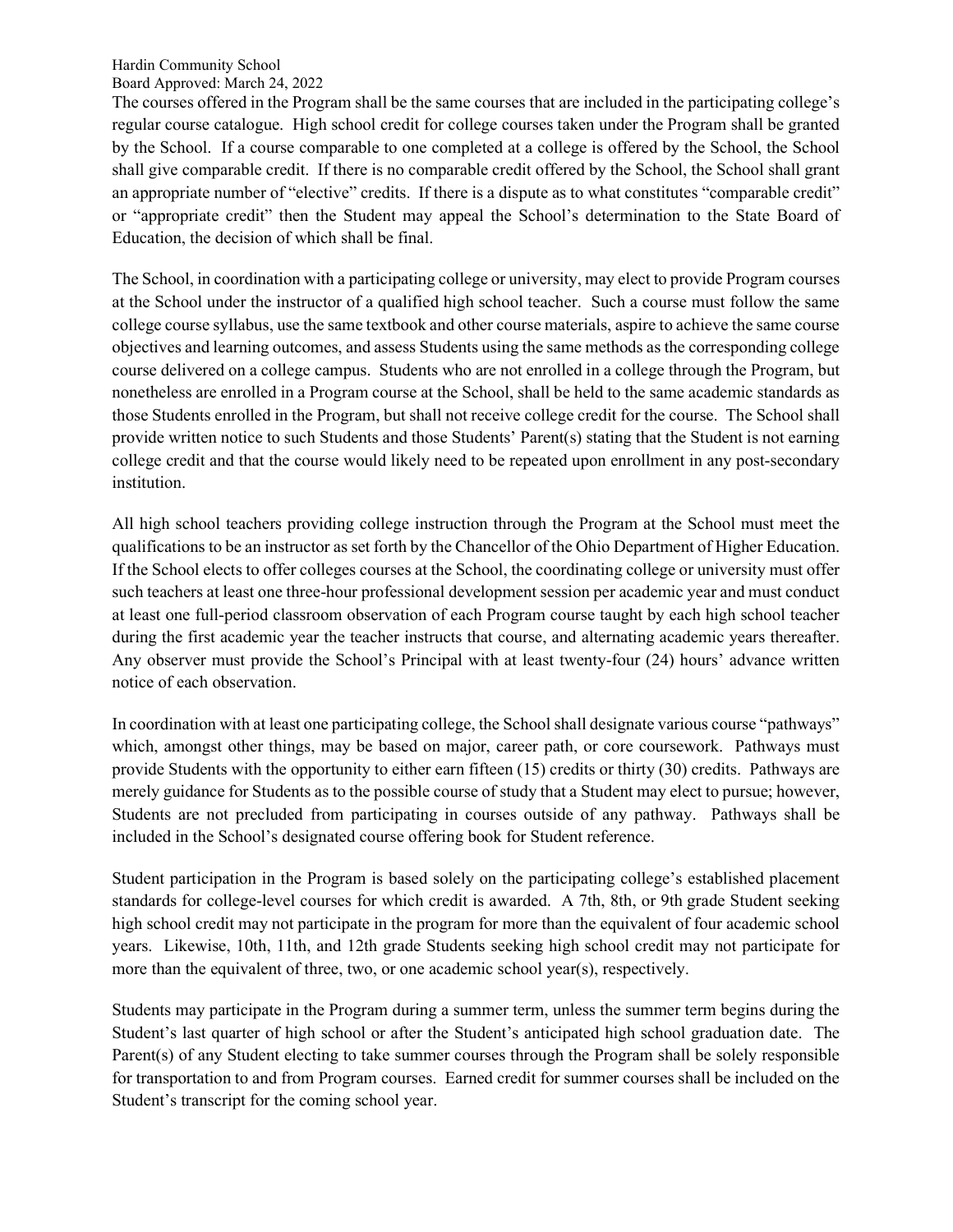The courses offered in the Program shall be the same courses that are included in the participating college's regular course catalogue. High school credit for college courses taken under the Program shall be granted by the School. If a course comparable to one completed at a college is offered by the School, the School shall give comparable credit. If there is no comparable credit offered by the School, the School shall grant an appropriate number of "elective" credits. If there is a dispute as to what constitutes "comparable credit" or "appropriate credit" then the Student may appeal the School's determination to the State Board of Education, the decision of which shall be final.

The School, in coordination with a participating college or university, may elect to provide Program courses at the School under the instructor of a qualified high school teacher. Such a course must follow the same college course syllabus, use the same textbook and other course materials, aspire to achieve the same course objectives and learning outcomes, and assess Students using the same methods as the corresponding college course delivered on a college campus. Students who are not enrolled in a college through the Program, but nonetheless are enrolled in a Program course at the School, shall be held to the same academic standards as those Students enrolled in the Program, but shall not receive college credit for the course. The School shall provide written notice to such Students and those Students' Parent(s) stating that the Student is not earning college credit and that the course would likely need to be repeated upon enrollment in any post-secondary institution.

All high school teachers providing college instruction through the Program at the School must meet the qualifications to be an instructor as set forth by the Chancellor of the Ohio Department of Higher Education. If the School elects to offer colleges courses at the School, the coordinating college or university must offer such teachers at least one three-hour professional development session per academic year and must conduct at least one full-period classroom observation of each Program course taught by each high school teacher during the first academic year the teacher instructs that course, and alternating academic years thereafter. Any observer must provide the School's Principal with at least twenty-four (24) hours' advance written notice of each observation.

In coordination with at least one participating college, the School shall designate various course "pathways" which, amongst other things, may be based on major, career path, or core coursework. Pathways must provide Students with the opportunity to either earn fifteen (15) credits or thirty (30) credits. Pathways are merely guidance for Students as to the possible course of study that a Student may elect to pursue; however, Students are not precluded from participating in courses outside of any pathway. Pathways shall be included in the School's designated course offering book for Student reference.

Student participation in the Program is based solely on the participating college's established placement standards for college-level courses for which credit is awarded. A 7th, 8th, or 9th grade Student seeking high school credit may not participate in the program for more than the equivalent of four academic school years. Likewise, 10th, 11th, and 12th grade Students seeking high school credit may not participate for more than the equivalent of three, two, or one academic school year(s), respectively.

Students may participate in the Program during a summer term, unless the summer term begins during the Student's last quarter of high school or after the Student's anticipated high school graduation date. The Parent(s) of any Student electing to take summer courses through the Program shall be solely responsible for transportation to and from Program courses. Earned credit for summer courses shall be included on the Student's transcript for the coming school year.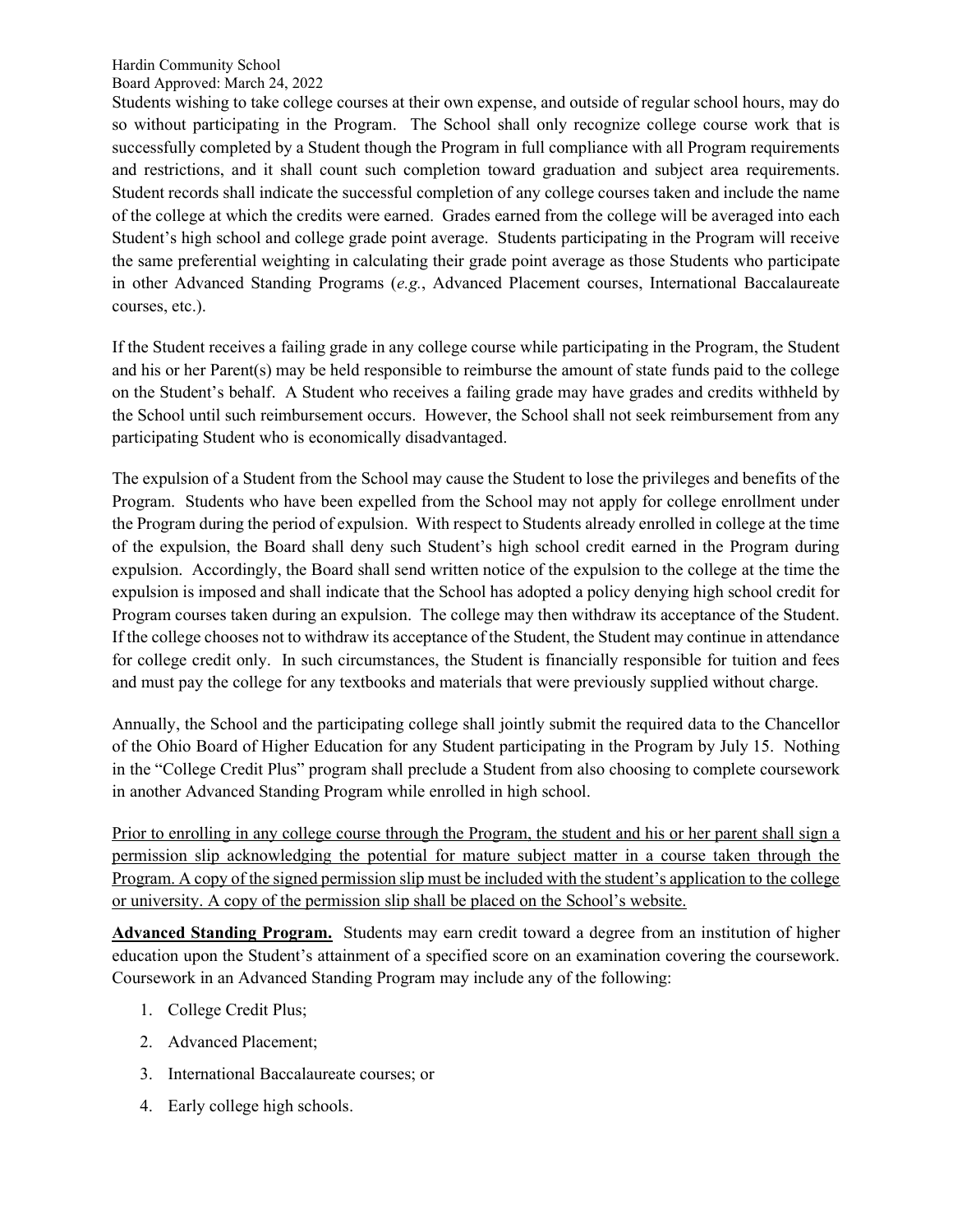Students wishing to take college courses at their own expense, and outside of regular school hours, may do so without participating in the Program. The School shall only recognize college course work that is successfully completed by a Student though the Program in full compliance with all Program requirements and restrictions, and it shall count such completion toward graduation and subject area requirements. Student records shall indicate the successful completion of any college courses taken and include the name of the college at which the credits were earned. Grades earned from the college will be averaged into each Student's high school and college grade point average. Students participating in the Program will receive the same preferential weighting in calculating their grade point average as those Students who participate in other Advanced Standing Programs (*e.g.*, Advanced Placement courses, International Baccalaureate courses, etc.).

If the Student receives a failing grade in any college course while participating in the Program, the Student and his or her Parent(s) may be held responsible to reimburse the amount of state funds paid to the college on the Student's behalf. A Student who receives a failing grade may have grades and credits withheld by the School until such reimbursement occurs. However, the School shall not seek reimbursement from any participating Student who is economically disadvantaged.

The expulsion of a Student from the School may cause the Student to lose the privileges and benefits of the Program. Students who have been expelled from the School may not apply for college enrollment under the Program during the period of expulsion. With respect to Students already enrolled in college at the time of the expulsion, the Board shall deny such Student's high school credit earned in the Program during expulsion. Accordingly, the Board shall send written notice of the expulsion to the college at the time the expulsion is imposed and shall indicate that the School has adopted a policy denying high school credit for Program courses taken during an expulsion. The college may then withdraw its acceptance of the Student. If the college chooses not to withdraw its acceptance of the Student, the Student may continue in attendance for college credit only. In such circumstances, the Student is financially responsible for tuition and fees and must pay the college for any textbooks and materials that were previously supplied without charge.

Annually, the School and the participating college shall jointly submit the required data to the Chancellor of the Ohio Board of Higher Education for any Student participating in the Program by July 15. Nothing in the "College Credit Plus" program shall preclude a Student from also choosing to complete coursework in another Advanced Standing Program while enrolled in high school.

<u>Prior to enrolling in any college course through the Program, the student and his or her parent shall sign a permission slip acknowledging the potential for mature subject matter in a course taken through the Program. A copy of the signed permission slip must be included with the student's application to the college or university. A copy of the permission slip shall be placed on the School's website.</u>

**<u>Advanced Standing Program.</u>** Students may earn credit toward a degree from an institution of higher education upon the Student's attainment of a specified score on an examination covering the coursework. Coursework in an Advanced Standing Program may include any of the following:

1. College Credit Plus;
2. Advanced Placement;
3. International Baccalaureate courses; or
4. Early college high schools.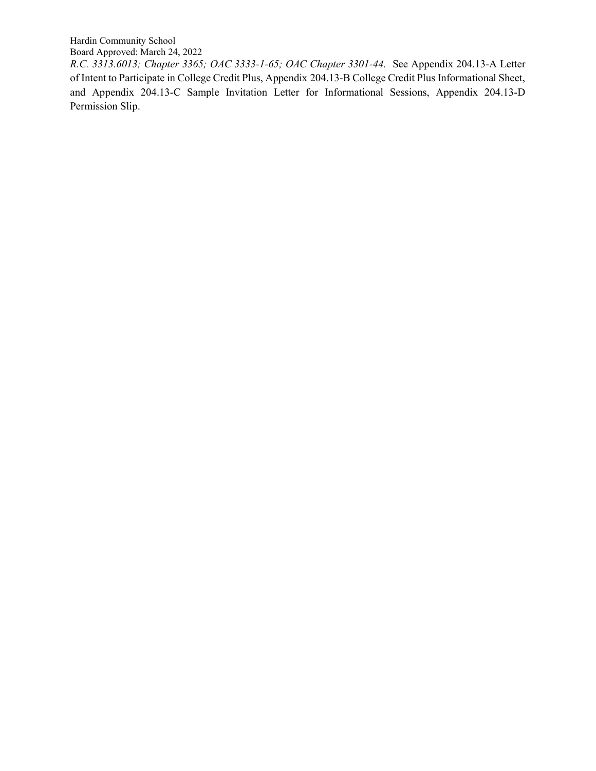Hardin Community School
Board Approved: March 24, 2022
*R.C. 3313.6013; Chapter 3365; OAC 3333-1-65; OAC Chapter 3301-44.* See Appendix 204.13-A Letter of Intent to Participate in College Credit Plus, Appendix 204.13-B College Credit Plus Informational Sheet, and Appendix 204.13-C Sample Invitation Letter for Informational Sessions, Appendix 204.13-D Permission Slip.